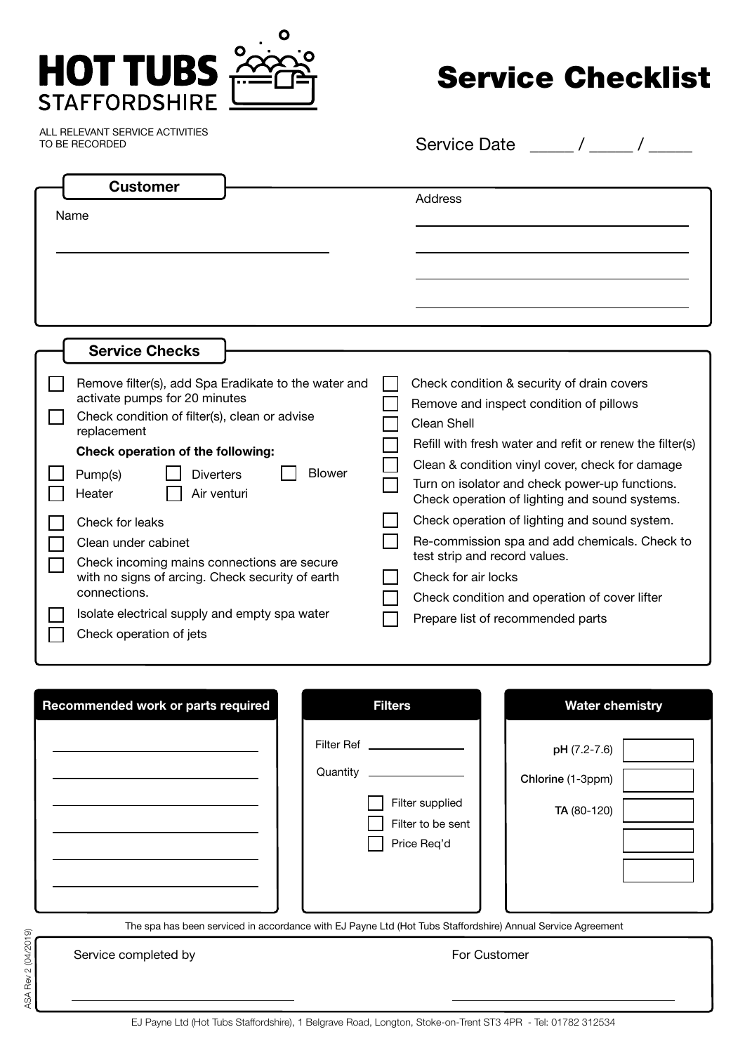# HOT TUBS STAFFORDSHIRE

# Service Checklist

ALL RELEVANT SERVICE ACTIVITIES TO BE RECORDED

Service Date ____ / ____ / ____

## Customer

Name

______________________________

Address

______________________________

______________________________

______________________________

______________________________

## Service Checks

- [ ] Remove filter(s), add Spa Eradikate to the water and activate pumps for 20 minutes
- [ ] Check condition of filter(s), clean or advise replacement

**Check operation of the following:**

- [ ] Pump(s)
- [ ] Diverters
- [ ] Blower
- [ ] Heater
- [ ] Air venturi

- [ ] Check for leaks
- [ ] Clean under cabinet
- [ ] Check incoming mains connections are secure with no signs of arcing. Check security of earth connections.
- [ ] Isolate electrical supply and empty spa water
- [ ] Check operation of jets
- [ ] Check condition & security of drain covers
- [ ] Remove and inspect condition of pillows
- [ ] Clean Shell
- [ ] Refill with fresh water and refit or renew the filter(s)
- [ ] Clean & condition vinyl cover, check for damage
- [ ] Turn on isolator and check power-up functions. Check operation of lighting and sound systems.
- [ ] Check operation of lighting and sound system.
- [ ] Re-commission spa and add chemicals. Check to test strip and record values.
- [ ] Check for air locks
- [ ] Check condition and operation of cover lifter
- [ ] Prepare list of recommended parts

## Recommended work or parts required

______________________________

______________________________

______________________________

______________________________

______________________________

______________________________

## Filters

Filter Ref ____________

Quantity ____________

- [ ] Filter supplied
- [ ] Filter to be sent
- [ ] Price Req'd

## Water chemistry

| Parameter | Value |
| --- | --- |
| **pH** (7.2-7.6) | |
| **Chlorine** (1-3ppm) | |
| **TA** (80-120) | |
| | |
| | |

The spa has been serviced in accordance with EJ Payne Ltd (Hot Tubs Staffordshire) Annual Service Agreement

Service completed by ______________________________

For Customer ______________________________

ASA Rev 2 (04/2019)

EJ Payne Ltd (Hot Tubs Staffordshire), 1 Belgrave Road, Longton, Stoke-on-Trent ST3 4PR - Tel: 01782 312534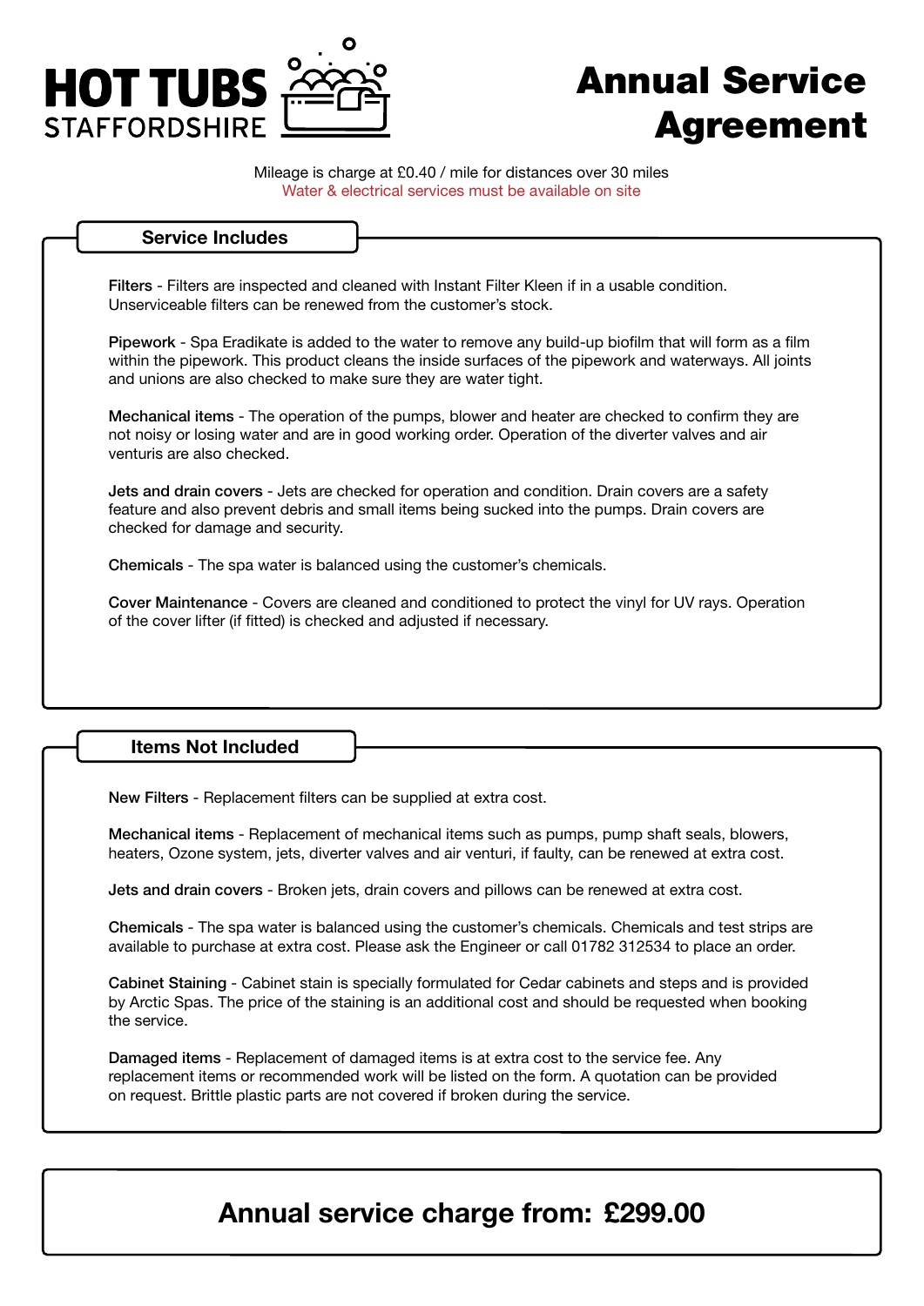HOT TUBS STAFFORDSHIRE

# Annual Service Agreement

Mileage is charge at £0.40 / mile for distances over 30 miles
Water & electrical services must be available on site

## Service Includes

**Filters** - Filters are inspected and cleaned with Instant Filter Kleen if in a usable condition. Unserviceable filters can be renewed from the customer's stock.

**Pipework** - Spa Eradikate is added to the water to remove any build-up biofilm that will form as a film within the pipework. This product cleans the inside surfaces of the pipework and waterways. All joints and unions are also checked to make sure they are water tight.

**Mechanical items** - The operation of the pumps, blower and heater are checked to confirm they are not noisy or losing water and are in good working order. Operation of the diverter valves and air venturis are also checked.

**Jets and drain covers** - Jets are checked for operation and condition. Drain covers are a safety feature and also prevent debris and small items being sucked into the pumps. Drain covers are checked for damage and security.

**Chemicals** - The spa water is balanced using the customer's chemicals.

**Cover Maintenance** - Covers are cleaned and conditioned to protect the vinyl for UV rays. Operation of the cover lifter (if fitted) is checked and adjusted if necessary.

## Items Not Included

**New Filters** - Replacement filters can be supplied at extra cost.

**Mechanical items** - Replacement of mechanical items such as pumps, pump shaft seals, blowers, heaters, Ozone system, jets, diverter valves and air venturi, if faulty, can be renewed at extra cost.

**Jets and drain covers** - Broken jets, drain covers and pillows can be renewed at extra cost.

**Chemicals** - The spa water is balanced using the customer's chemicals. Chemicals and test strips are available to purchase at extra cost. Please ask the Engineer or call 01782 312534 to place an order.

**Cabinet Staining** - Cabinet stain is specially formulated for Cedar cabinets and steps and is provided by Arctic Spas. The price of the staining is an additional cost and should be requested when booking the service.

**Damaged items** - Replacement of damaged items is at extra cost to the service fee. Any replacement items or recommended work will be listed on the form. A quotation can be provided on request. Brittle plastic parts are not covered if broken during the service.

## Annual service charge from: £299.00